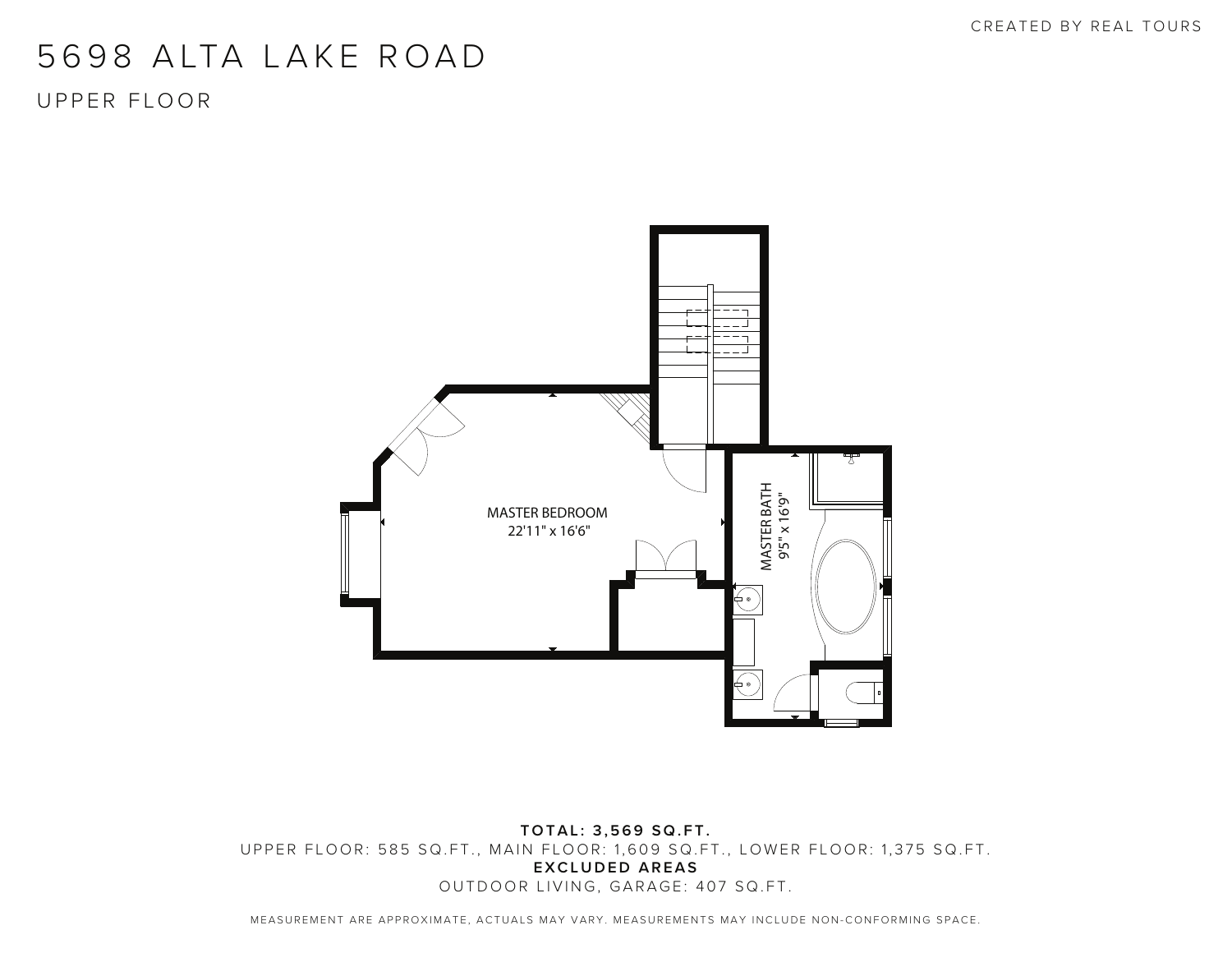CREATED BY REAL TOURS

# 5698 ALTA LAKE ROAD

## UPPER FLOOR

MASTER BEDROOM
22'11" x 16'6"

MASTER BATH
9'5" x 16'9"

**TOTAL: 3,569 SQ.FT.**

UPPER FLOOR: 585 SQ.FT., MAIN FLOOR: 1,609 SQ.FT., LOWER FLOOR: 1,375 SQ.FT.

**EXCLUDED AREAS**

OUTDOOR LIVING, GARAGE: 407 SQ.FT.

MEASUREMENT ARE APPROXIMATE, ACTUALS MAY VARY. MEASUREMENTS MAY INCLUDE NON-CONFORMING SPACE.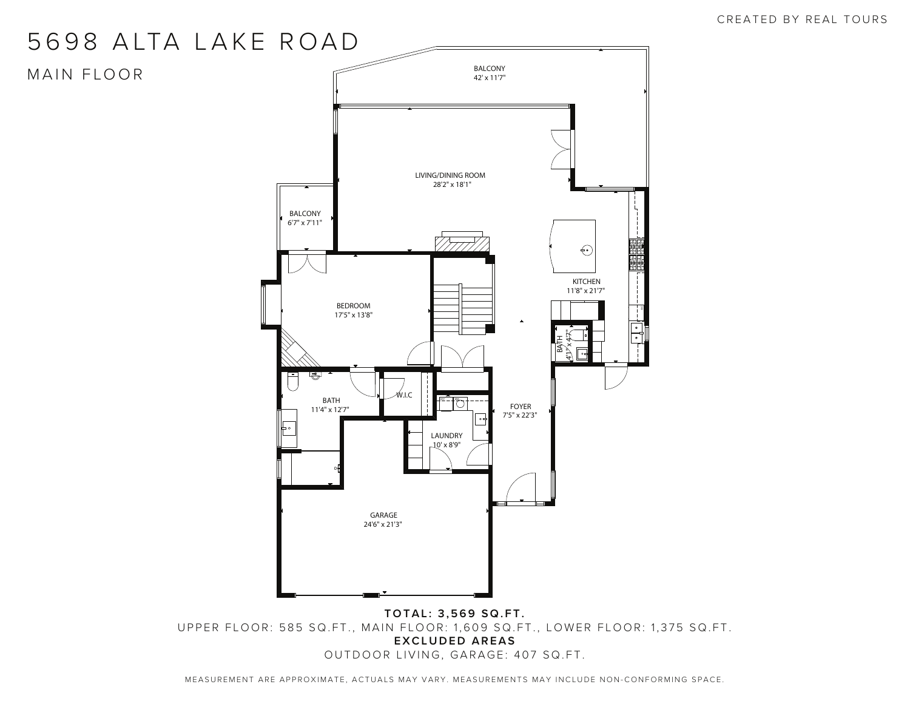# 5698 ALTA LAKE ROAD

## MAIN FLOOR

CREATED BY REAL TOURS

BALCONY
42' x 11'7"

LIVING/DINING ROOM
28'2" x 18'1"

BALCONY
6'7" x 7'11"

BEDROOM
17'5" x 13'8"

KITCHEN
11'8" x 21'7"

BATH
4'1" x 4'2"

BATH
11'4" x 12'7"

W.I.C

LAUNDRY
10' x 8'9"

FOYER
7'5" x 22'3"

GARAGE
24'6" x 21'3"

**TOTAL: 3,569 SQ.FT.**

UPPER FLOOR: 585 SQ.FT., MAIN FLOOR: 1,609 SQ.FT., LOWER FLOOR: 1,375 SQ.FT.

**EXCLUDED AREAS**

OUTDOOR LIVING, GARAGE: 407 SQ.FT.

MEASUREMENT ARE APPROXIMATE, ACTUALS MAY VARY. MEASUREMENTS MAY INCLUDE NON-CONFORMING SPACE.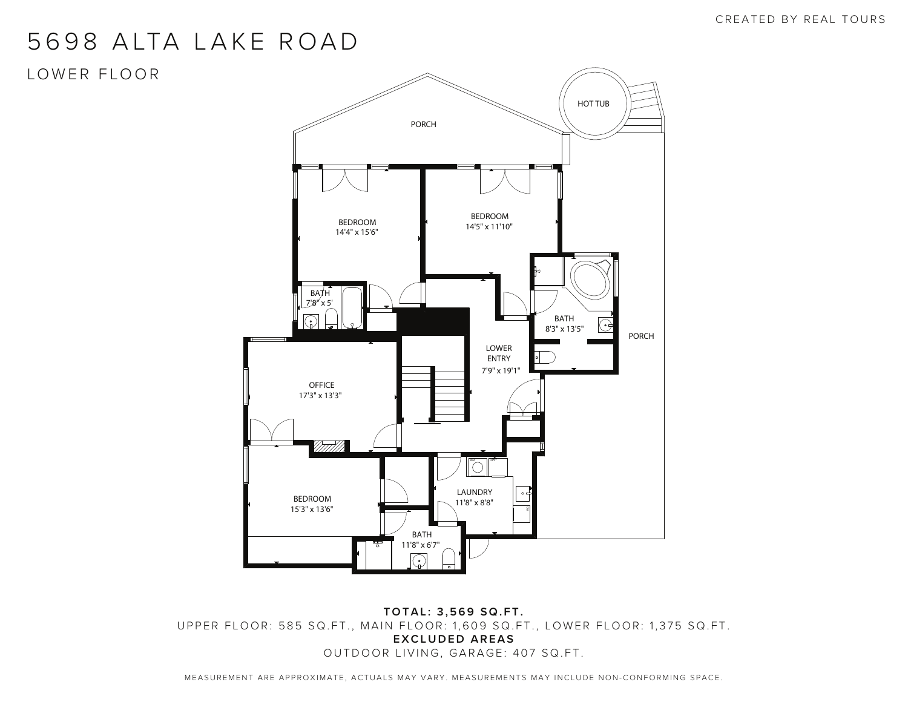CREATED BY REAL TOURS

# 5698 ALTA LAKE ROAD

## LOWER FLOOR

PORCH

HOT TUB

BEDROOM
14'4" x 15'6"

BEDROOM
14'5" x 11'10"

BATH
7'8" x 5'

BATH
8'3" x 13'5"

PORCH

LOWER ENTRY
7'9" x 19'1"

OFFICE
17'3" x 13'3"

LAUNDRY
11'8" x 8'8"

BEDROOM
15'3" x 13'6"

BATH
11'8" x 6'7"

**TOTAL: 3,569 SQ.FT.**

UPPER FLOOR: 585 SQ.FT., MAIN FLOOR: 1,609 SQ.FT., LOWER FLOOR: 1,375 SQ.FT.

**EXCLUDED AREAS**

OUTDOOR LIVING, GARAGE: 407 SQ.FT.

MEASUREMENT ARE APPROXIMATE, ACTUALS MAY VARY. MEASUREMENTS MAY INCLUDE NON-CONFORMING SPACE.